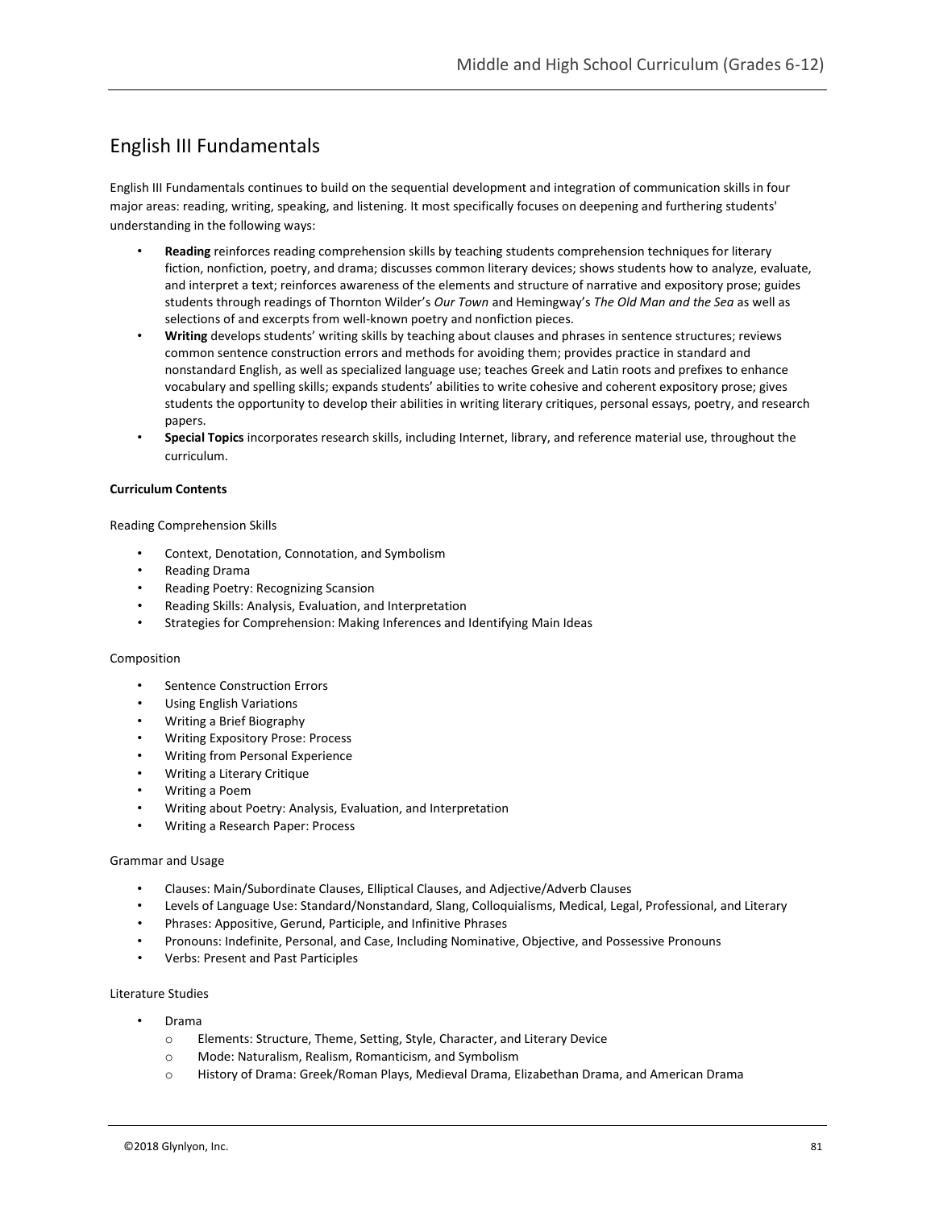# English III Fundamentals

English III Fundamentals continues to build on the sequential development and integration of communication skills in four major areas: reading, writing, speaking, and listening. It most specifically focuses on deepening and furthering students' understanding in the following ways:

- **Reading** reinforces reading comprehension skills by teaching students comprehension techniques for literary fiction, nonfiction, poetry, and drama; discusses common literary devices; shows students how to analyze, evaluate, and interpret a text; reinforces awareness of the elements and structure of narrative and expository prose; guides students through readings of Thornton Wilder's *Our Town* and Hemingway's *The Old Man and the Sea* as well as selections of and excerpts from well-known poetry and nonfiction pieces.
- **Writing** develops students' writing skills by teaching about clauses and phrases in sentence structures; reviews common sentence construction errors and methods for avoiding them; provides practice in standard and nonstandard English, as well as specialized language use; teaches Greek and Latin roots and prefixes to enhance vocabulary and spelling skills; expands students' abilities to write cohesive and coherent expository prose; gives students the opportunity to develop their abilities in writing literary critiques, personal essays, poetry, and research papers.
- **Special Topics** incorporates research skills, including Internet, library, and reference material use, throughout the curriculum.

**Curriculum Contents**

Reading Comprehension Skills

- Context, Denotation, Connotation, and Symbolism
- Reading Drama
- Reading Poetry: Recognizing Scansion
- Reading Skills: Analysis, Evaluation, and Interpretation
- Strategies for Comprehension: Making Inferences and Identifying Main Ideas

Composition

- Sentence Construction Errors
- Using English Variations
- Writing a Brief Biography
- Writing Expository Prose: Process
- Writing from Personal Experience
- Writing a Literary Critique
- Writing a Poem
- Writing about Poetry: Analysis, Evaluation, and Interpretation
- Writing a Research Paper: Process

Grammar and Usage

- Clauses: Main/Subordinate Clauses, Elliptical Clauses, and Adjective/Adverb Clauses
- Levels of Language Use: Standard/Nonstandard, Slang, Colloquialisms, Medical, Legal, Professional, and Literary
- Phrases: Appositive, Gerund, Participle, and Infinitive Phrases
- Pronouns: Indefinite, Personal, and Case, Including Nominative, Objective, and Possessive Pronouns
- Verbs: Present and Past Participles

Literature Studies

- Drama
  - Elements: Structure, Theme, Setting, Style, Character, and Literary Device
  - Mode: Naturalism, Realism, Romanticism, and Symbolism
  - History of Drama: Greek/Roman Plays, Medieval Drama, Elizabethan Drama, and American Drama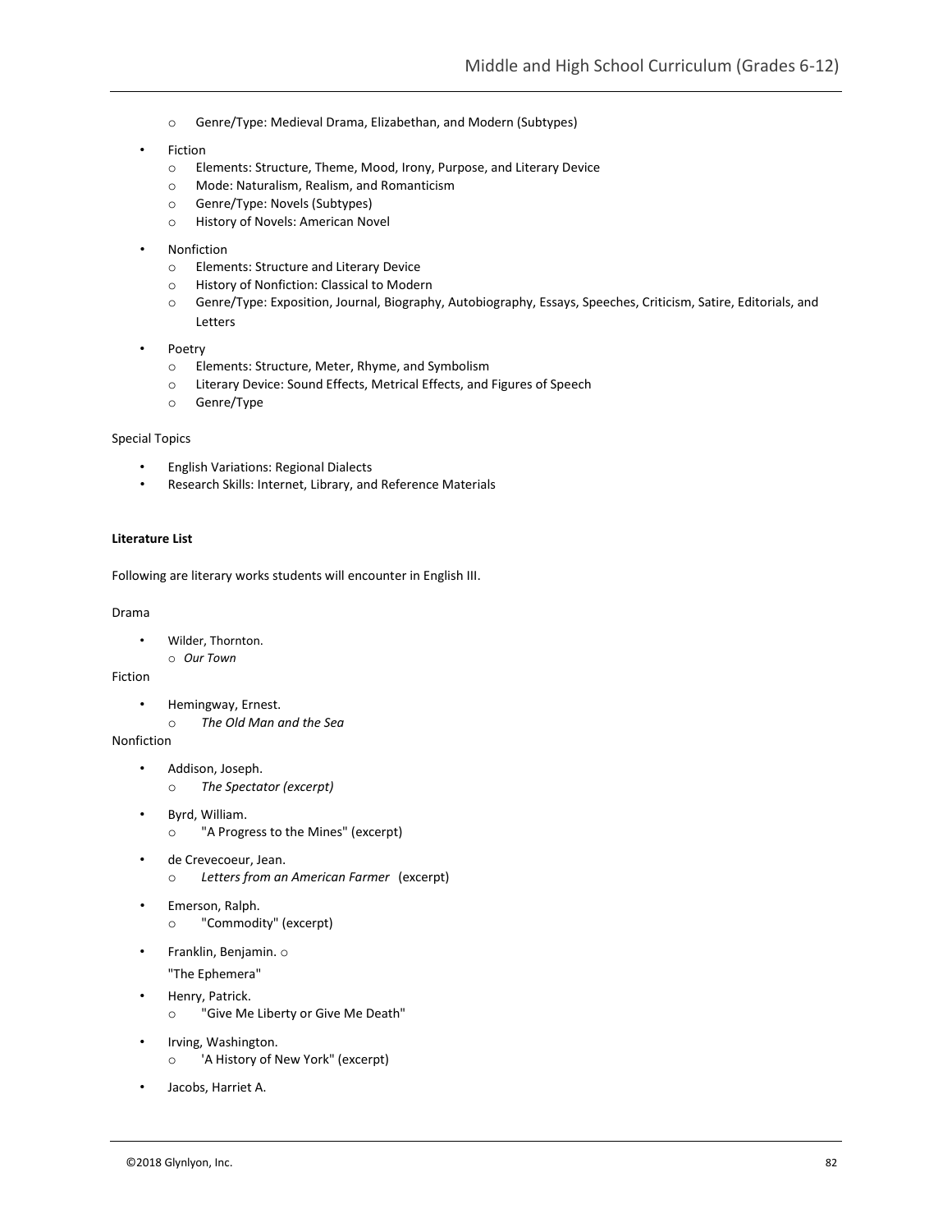- Genre/Type: Medieval Drama, Elizabethan, and Modern (Subtypes)

- Fiction
  - Elements: Structure, Theme, Mood, Irony, Purpose, and Literary Device
  - Mode: Naturalism, Realism, and Romanticism
  - Genre/Type: Novels (Subtypes)
  - History of Novels: American Novel

- Nonfiction
  - Elements: Structure and Literary Device
  - History of Nonfiction: Classical to Modern
  - Genre/Type: Exposition, Journal, Biography, Autobiography, Essays, Speeches, Criticism, Satire, Editorials, and Letters

- Poetry
  - Elements: Structure, Meter, Rhyme, and Symbolism
  - Literary Device: Sound Effects, Metrical Effects, and Figures of Speech
  - Genre/Type

Special Topics

- English Variations: Regional Dialects
- Research Skills: Internet, Library, and Reference Materials

**Literature List**

Following are literary works students will encounter in English III.

Drama

- Wilder, Thornton.
  - *Our Town*

Fiction

- Hemingway, Ernest.
  - *The Old Man and the Sea*

Nonfiction

- Addison, Joseph.
  - *The Spectator (excerpt)*

- Byrd, William.
  - "A Progress to the Mines" (excerpt)

- de Crevecoeur, Jean.
  - *Letters from an American Farmer* (excerpt)

- Emerson, Ralph.
  - "Commodity" (excerpt)

- Franklin, Benjamin.
  - "The Ephemera"

- Henry, Patrick.
  - "Give Me Liberty or Give Me Death"

- Irving, Washington.
  - 'A History of New York" (excerpt)

- Jacobs, Harriet A.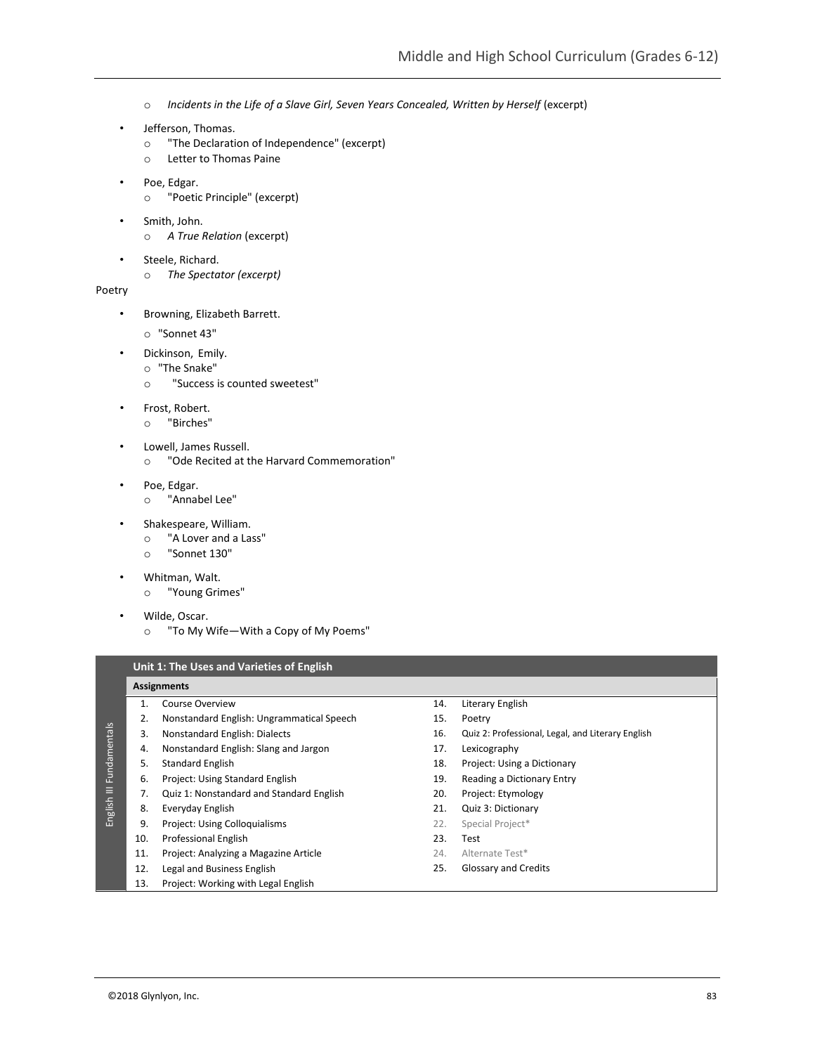- *Incidents in the Life of a Slave Girl, Seven Years Concealed, Written by Herself* (excerpt)

- Jefferson, Thomas.
  - "The Declaration of Independence" (excerpt)
  - Letter to Thomas Paine

- Poe, Edgar.
  - "Poetic Principle" (excerpt)

- Smith, John.
  - *A True Relation* (excerpt)

- Steele, Richard.
  - *The Spectator (excerpt)*

Poetry

- Browning, Elizabeth Barrett.
  - "Sonnet 43"

- Dickinson, Emily.
  - "The Snake"
  - "Success is counted sweetest"

- Frost, Robert.
  - "Birches"

- Lowell, James Russell.
  - "Ode Recited at the Harvard Commemoration"

- Poe, Edgar.
  - "Annabel Lee"

- Shakespeare, William.
  - "A Lover and a Lass"
  - "Sonnet 130"

- Whitman, Walt.
  - "Young Grimes"

- Wilde, Oscar.
  - "To My Wife—With a Copy of My Poems"

English III Fundamentals

**Unit 1: The Uses and Varieties of English**

**Assignments**

1. Course Overview
2. Nonstandard English: Ungrammatical Speech
3. Nonstandard English: Dialects
4. Nonstandard English: Slang and Jargon
5. Standard English
6. Project: Using Standard English
7. Quiz 1: Nonstandard and Standard English
8. Everyday English
9. Project: Using Colloquialisms
10. Professional English
11. Project: Analyzing a Magazine Article
12. Legal and Business English
13. Project: Working with Legal English
14. Literary English
15. Poetry
16. Quiz 2: Professional, Legal, and Literary English
17. Lexicography
18. Project: Using a Dictionary
19. Reading a Dictionary Entry
20. Project: Etymology
21. Quiz 3: Dictionary
22. Special Project*
23. Test
24. Alternate Test*
25. Glossary and Credits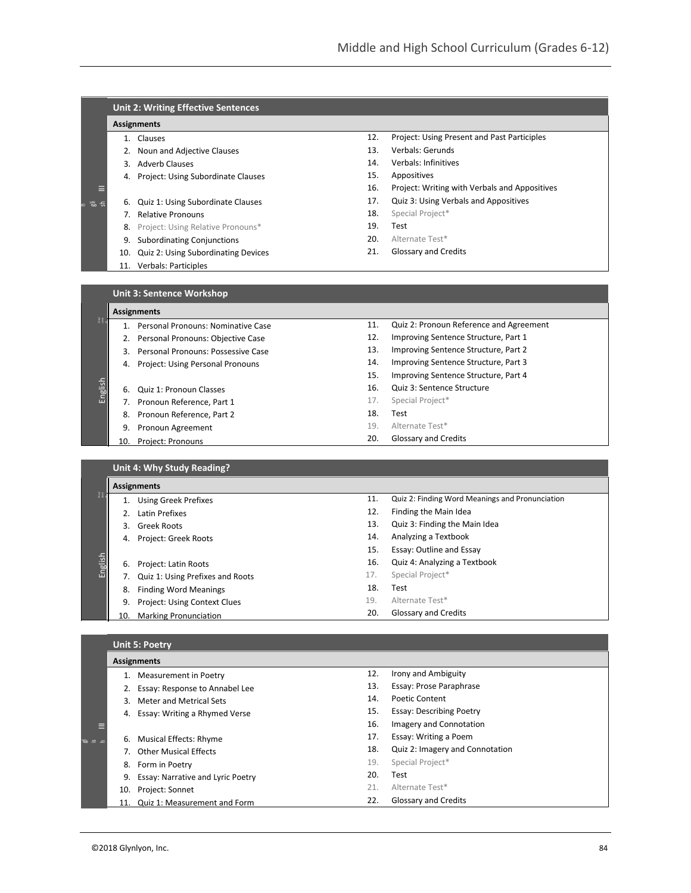## Unit 2: Writing Effective Sentences

**Assignments**

1. Clauses
2. Noun and Adjective Clauses
3. Adverb Clauses
4. Project: Using Subordinate Clauses
6. Quiz 1: Using Subordinate Clauses
7. Relative Pronouns
8. Project: Using Relative Pronouns*
9. Subordinating Conjunctions
10. Quiz 2: Using Subordinating Devices
11. Verbals: Participles
12. Project: Using Present and Past Participles
13. Verbals: Gerunds
14. Verbals: Infinitives
15. Appositives
16. Project: Writing with Verbals and Appositives
17. Quiz 3: Using Verbals and Appositives
18. Special Project*
19. Test
20. Alternate Test*
21. Glossary and Credits

## Unit 3: Sentence Workshop

**Assignments**

1. Personal Pronouns: Nominative Case
2. Personal Pronouns: Objective Case
3. Personal Pronouns: Possessive Case
4. Project: Using Personal Pronouns
6. Quiz 1: Pronoun Classes
7. Pronoun Reference, Part 1
8. Pronoun Reference, Part 2
9. Pronoun Agreement
10. Project: Pronouns
11. Quiz 2: Pronoun Reference and Agreement
12. Improving Sentence Structure, Part 1
13. Improving Sentence Structure, Part 2
14. Improving Sentence Structure, Part 3
15. Improving Sentence Structure, Part 4
16. Quiz 3: Sentence Structure
17. Special Project*
18. Test
19. Alternate Test*
20. Glossary and Credits

## Unit 4: Why Study Reading?

**Assignments**

1. Using Greek Prefixes
2. Latin Prefixes
3. Greek Roots
4. Project: Greek Roots
6. Project: Latin Roots
7. Quiz 1: Using Prefixes and Roots
8. Finding Word Meanings
9. Project: Using Context Clues
10. Marking Pronunciation
11. Quiz 2: Finding Word Meanings and Pronunciation
12. Finding the Main Idea
13. Quiz 3: Finding the Main Idea
14. Analyzing a Textbook
15. Essay: Outline and Essay
16. Quiz 4: Analyzing a Textbook
17. Special Project*
18. Test
19. Alternate Test*
20. Glossary and Credits

## Unit 5: Poetry

**Assignments**

1. Measurement in Poetry
2. Essay: Response to Annabel Lee
3. Meter and Metrical Sets
4. Essay: Writing a Rhymed Verse
6. Musical Effects: Rhyme
7. Other Musical Effects
8. Form in Poetry
9. Essay: Narrative and Lyric Poetry
10. Project: Sonnet
11. Quiz 1: Measurement and Form
12. Irony and Ambiguity
13. Essay: Prose Paraphrase
14. Poetic Content
15. Essay: Describing Poetry
16. Imagery and Connotation
17. Essay: Writing a Poem
18. Quiz 2: Imagery and Connotation
19. Special Project*
20. Test
21. Alternate Test*
22. Glossary and Credits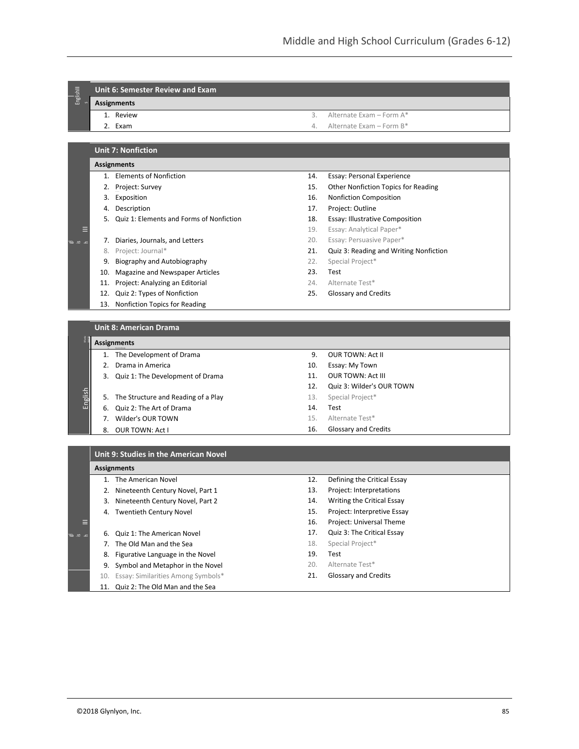## Unit 6: Semester Review and Exam

**Assignments**

1. Review
2. Exam
3. Alternate Exam – Form A*
4. Alternate Exam – Form B*

## Unit 7: Nonfiction

**Assignments**

1. Elements of Nonfiction
2. Project: Survey
3. Exposition
4. Description
5. Quiz 1: Elements and Forms of Nonfiction
7. Diaries, Journals, and Letters
8. Project: Journal*
9. Biography and Autobiography
10. Magazine and Newspaper Articles
11. Project: Analyzing an Editorial
12. Quiz 2: Types of Nonfiction
13. Nonfiction Topics for Reading
14. Essay: Personal Experience
15. Other Nonfiction Topics for Reading
16. Nonfiction Composition
17. Project: Outline
18. Essay: Illustrative Composition
19. Essay: Analytical Paper*
20. Essay: Persuasive Paper*
21. Quiz 3: Reading and Writing Nonfiction
22. Special Project*
23. Test
24. Alternate Test*
25. Glossary and Credits

## Unit 8: American Drama

**Assignments**

1. The Development of Drama
2. Drama in America
3. Quiz 1: The Development of Drama
5. The Structure and Reading of a Play
6. Quiz 2: The Art of Drama
7. Wilder's OUR TOWN
8. OUR TOWN: Act I
9. OUR TOWN: Act II
10. Essay: My Town
11. OUR TOWN: Act III
12. Quiz 3: Wilder's OUR TOWN
13. Special Project*
14. Test
15. Alternate Test*
16. Glossary and Credits

## Unit 9: Studies in the American Novel

**Assignments**

1. The American Novel
2. Nineteenth Century Novel, Part 1
3. Nineteenth Century Novel, Part 2
4. Twentieth Century Novel
6. Quiz 1: The American Novel
7. The Old Man and the Sea
8. Figurative Language in the Novel
9. Symbol and Metaphor in the Novel
10. Essay: Similarities Among Symbols*
11. Quiz 2: The Old Man and the Sea
12. Defining the Critical Essay
13. Project: Interpretations
14. Writing the Critical Essay
15. Project: Interpretive Essay
16. Project: Universal Theme
17. Quiz 3: The Critical Essay
18. Special Project*
19. Test
20. Alternate Test*
21. Glossary and Credits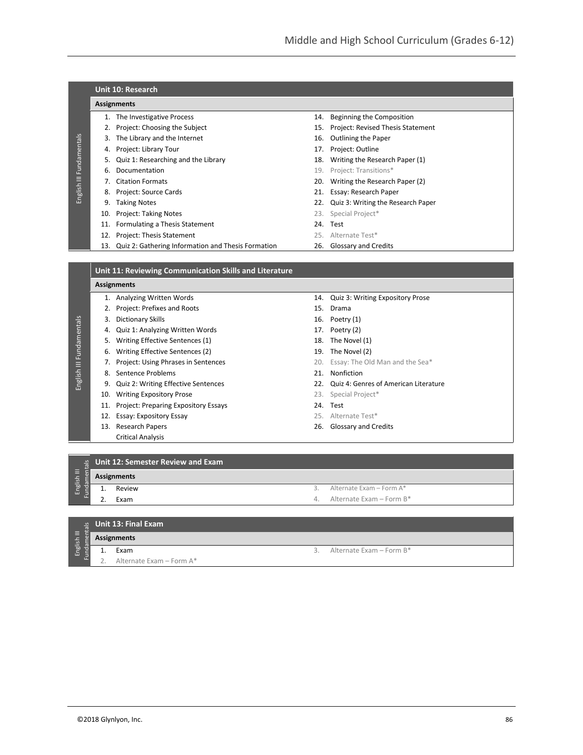## Unit 10: Research

English III Fundamentals

**Assignments**

1. The Investigative Process
2. Project: Choosing the Subject
3. The Library and the Internet
4. Project: Library Tour
5. Quiz 1: Researching and the Library
6. Documentation
7. Citation Formats
8. Project: Source Cards
9. Taking Notes
10. Project: Taking Notes
11. Formulating a Thesis Statement
12. Project: Thesis Statement
13. Quiz 2: Gathering Information and Thesis Formation
14. Beginning the Composition
15. Project: Revised Thesis Statement
16. Outlining the Paper
17. Project: Outline
18. Writing the Research Paper (1)
19. Project: Transitions*
20. Writing the Research Paper (2)
21. Essay: Research Paper
22. Quiz 3: Writing the Research Paper
23. Special Project*
24. Test
25. Alternate Test*
26. Glossary and Credits

## Unit 11: Reviewing Communication Skills and Literature

English III Fundamentals

**Assignments**

1. Analyzing Written Words
2. Project: Prefixes and Roots
3. Dictionary Skills
4. Quiz 1: Analyzing Written Words
5. Writing Effective Sentences (1)
6. Writing Effective Sentences (2)
7. Project: Using Phrases in Sentences
8. Sentence Problems
9. Quiz 2: Writing Effective Sentences
10. Writing Expository Prose
11. Project: Preparing Expository Essays
12. Essay: Expository Essay
13. Research Papers  
    Critical Analysis
14. Quiz 3: Writing Expository Prose
15. Drama
16. Poetry (1)
17. Poetry (2)
18. The Novel (1)
19. The Novel (2)
20. Essay: The Old Man and the Sea*
21. Nonfiction
22. Quiz 4: Genres of American Literature
23. Special Project*
24. Test
25. Alternate Test*
26. Glossary and Credits

## Unit 12: Semester Review and Exam

English III Fundamentals

**Assignments**

1. Review
2. Exam
3. Alternate Exam – Form A*
4. Alternate Exam – Form B*

## Unit 13: Final Exam

English III Fundamentals

**Assignments**

1. Exam
2. Alternate Exam – Form A*
3. Alternate Exam – Form B*